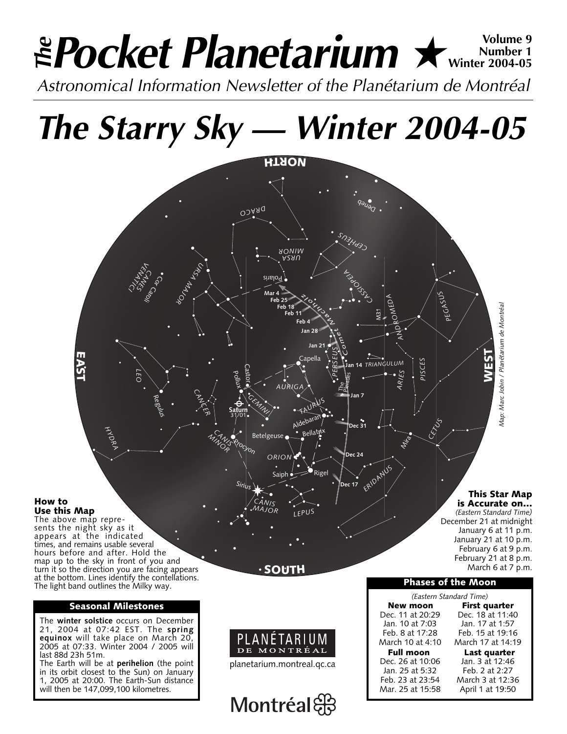# *The* Pocket Planetarium ★

**Volume 9**
**Number 1**
**Winter 2004-05**

*Astronomical Information Newsletter of the Planétarium de Montréal*

# *The Starry Sky — Winter 2004-05*

*Map: Marc Jobin / Planétarium de Montréal*

### How to Use this Map

The above map represents the night sky as it appears at the indicated times, and remains usable several hours before and after. Hold the map up to the sky in front of you and turn it so the direction you are facing appears at the bottom. Lines identify the contellations. The light band outlines the Milky way.

### This Star Map is Accurate on...

*(Eastern Standard Time)*

December 21 at midnight
January 6 at 11 p.m.
January 21 at 10 p.m.
February 6 at 9 p.m.
February 21 at 8 p.m.
March 6 at 7 p.m.

### Seasonal Milestones

The **winter solstice** occurs on December 21, 2004 at 07:42 EST. The **spring equinox** will take place on March 20, 2005 at 07:33. Winter 2004 / 2005 will last 88d 23h 51m.

The Earth will be at **perihelion** (the point in its orbit closest to the Sun) on January 1, 2005 at 20:00. The Earth-Sun distance will then be 147,099,100 kilometres.

PLANÉTARIUM DE MONTRÉAL

planetarium.montreal.qc.ca

Montréal

### Phases of the Moon

*(Eastern Standard Time)*

| New moon | First quarter |
|---|---|
| Dec. 11 at 20:29 | Dec. 18 at 11:40 |
| Jan. 10 at 7:03 | Jan. 17 at 1:57 |
| Feb. 8 at 17:28 | Feb. 15 at 19:16 |
| March 10 at 4:10 | March 17 at 14:19 |
| **Full moon** | **Last quarter** |
| Dec. 26 at 10:06 | Jan. 3 at 12:46 |
| Jan. 25 at 5:32 | Feb. 2 at 2:27 |
| Feb. 23 at 23:54 | March 3 at 12:36 |
| Mar. 25 at 15:58 | April 1 at 19:50 |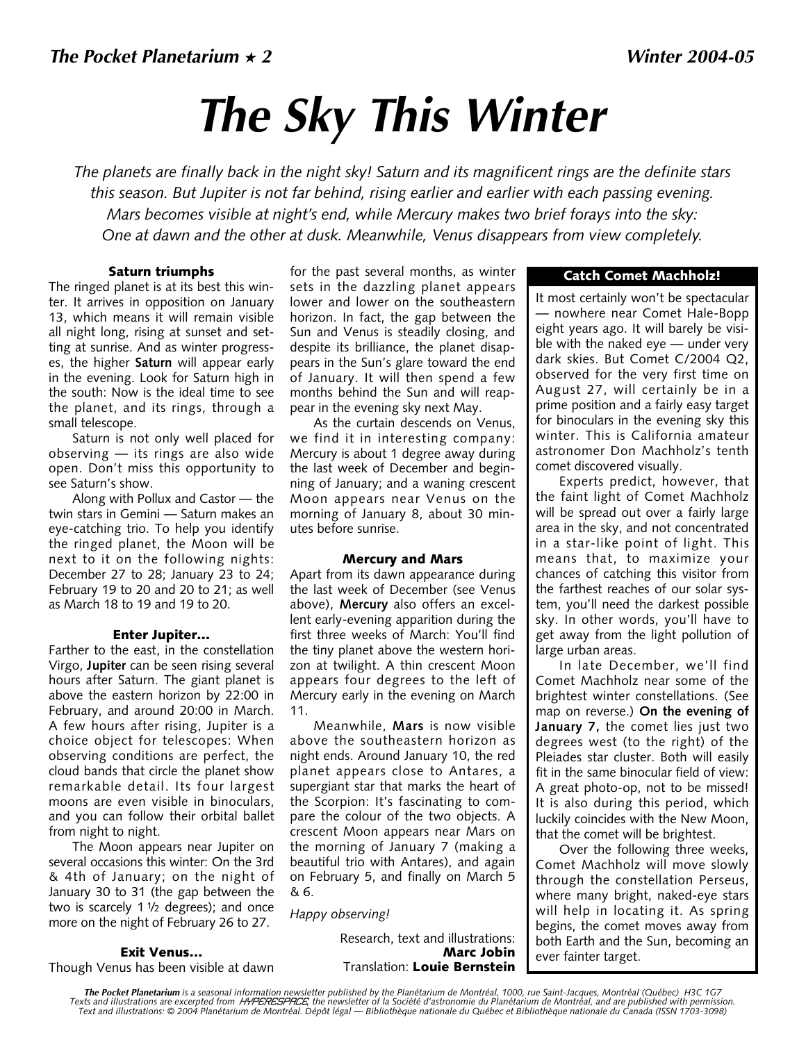# The Sky This Winter

*The planets are finally back in the night sky! Saturn and its magnificent rings are the definite stars this season. But Jupiter is not far behind, rising earlier and earlier with each passing evening. Mars becomes visible at night's end, while Mercury makes two brief forays into the sky: One at dawn and the other at dusk. Meanwhile, Venus disappears from view completely.*

### Saturn triumphs

The ringed planet is at its best this winter. It arrives in opposition on January 13, which means it will remain visible all night long, rising at sunset and setting at sunrise. And as winter progresses, the higher **Saturn** will appear early in the evening. Look for Saturn high in the south: Now is the ideal time to see the planet, and its rings, through a small telescope.

Saturn is not only well placed for observing — its rings are also wide open. Don't miss this opportunity to see Saturn's show.

Along with Pollux and Castor — the twin stars in Gemini — Saturn makes an eye-catching trio. To help you identify the ringed planet, the Moon will be next to it on the following nights: December 27 to 28; January 23 to 24; February 19 to 20 and 20 to 21; as well as March 18 to 19 and 19 to 20.

### Enter Jupiter...

Farther to the east, in the constellation Virgo, **Jupiter** can be seen rising several hours after Saturn. The giant planet is above the eastern horizon by 22:00 in February, and around 20:00 in March. A few hours after rising, Jupiter is a choice object for telescopes: When observing conditions are perfect, the cloud bands that circle the planet show remarkable detail. Its four largest moons are even visible in binoculars, and you can follow their orbital ballet from night to night.

The Moon appears near Jupiter on several occasions this winter: On the 3rd & 4th of January; on the night of January 30 to 31 (the gap between the two is scarcely 1 ½ degrees); and once more on the night of February 26 to 27.

### Exit Venus...

Though Venus has been visible at dawn for the past several months, as winter sets in the dazzling planet appears lower and lower on the southeastern horizon. In fact, the gap between the Sun and Venus is steadily closing, and despite its brilliance, the planet disappears in the Sun's glare toward the end of January. It will then spend a few months behind the Sun and will reappear in the evening sky next May.

As the curtain descends on Venus, we find it in interesting company: Mercury is about 1 degree away during the last week of December and beginning of January; and a waning crescent Moon appears near Venus on the morning of January 8, about 30 minutes before sunrise.

### Mercury and Mars

Apart from its dawn appearance during the last week of December (see Venus above), **Mercury** also offers an excellent early-evening apparition during the first three weeks of March: You'll find the tiny planet above the western horizon at twilight. A thin crescent Moon appears four degrees to the left of Mercury early in the evening on March 11.

Meanwhile, **Mars** is now visible above the southeastern horizon as night ends. Around January 10, the red planet appears close to Antares, a supergiant star that marks the heart of the Scorpion: It's fascinating to compare the colour of the two objects. A crescent Moon appears near Mars on the morning of January 7 (making a beautiful trio with Antares), and again on February 5, and finally on March 5 & 6.

*Happy observing!*

Research, text and illustrations: **Marc Jobin**
Translation: **Louie Bernstein**

### Catch Comet Machholz!

It most certainly won't be spectacular — nowhere near Comet Hale-Bopp eight years ago. It will barely be visible with the naked eye — under very dark skies. But Comet C/2004 Q2, observed for the very first time on August 27, will certainly be in a prime position and a fairly easy target for binoculars in the evening sky this winter. This is California amateur astronomer Don Machholz's tenth comet discovered visually.

Experts predict, however, that the faint light of Comet Machholz will be spread out over a fairly large area in the sky, and not concentrated in a star-like point of light. This means that, to maximize your chances of catching this visitor from the farthest reaches of our solar system, you'll need the darkest possible sky. In other words, you'll have to get away from the light pollution of large urban areas.

In late December, we'll find Comet Machholz near some of the brightest winter constellations. (See map on reverse.) **On the evening of January 7,** the comet lies just two degrees west (to the right) of the Pleiades star cluster. Both will easily fit in the same binocular field of view: A great photo-op, not to be missed! It is also during this period, which luckily coincides with the New Moon, that the comet will be brightest.

Over the following three weeks, Comet Machholz will move slowly through the constellation Perseus, where many bright, naked-eye stars will help in locating it. As spring begins, the comet moves away from both Earth and the Sun, becoming an ever fainter target.

*The Pocket Planetarium* is a seasonal information newsletter published by the Planétarium de Montréal, 1000, rue Saint-Jacques, Montréal (Québec) H3C 1G7
Texts and illustrations are excerpted from *HYPERESPACE*, the newsletter of la Société d'astronomie du Planétarium de Montréal, and are published with permission.
Text and illustrations: © 2004 Planétarium de Montréal. Dépôt légal — Bibliothèque nationale du Québec et Bibliothèque nationale du Canada (ISSN 1703-3098)